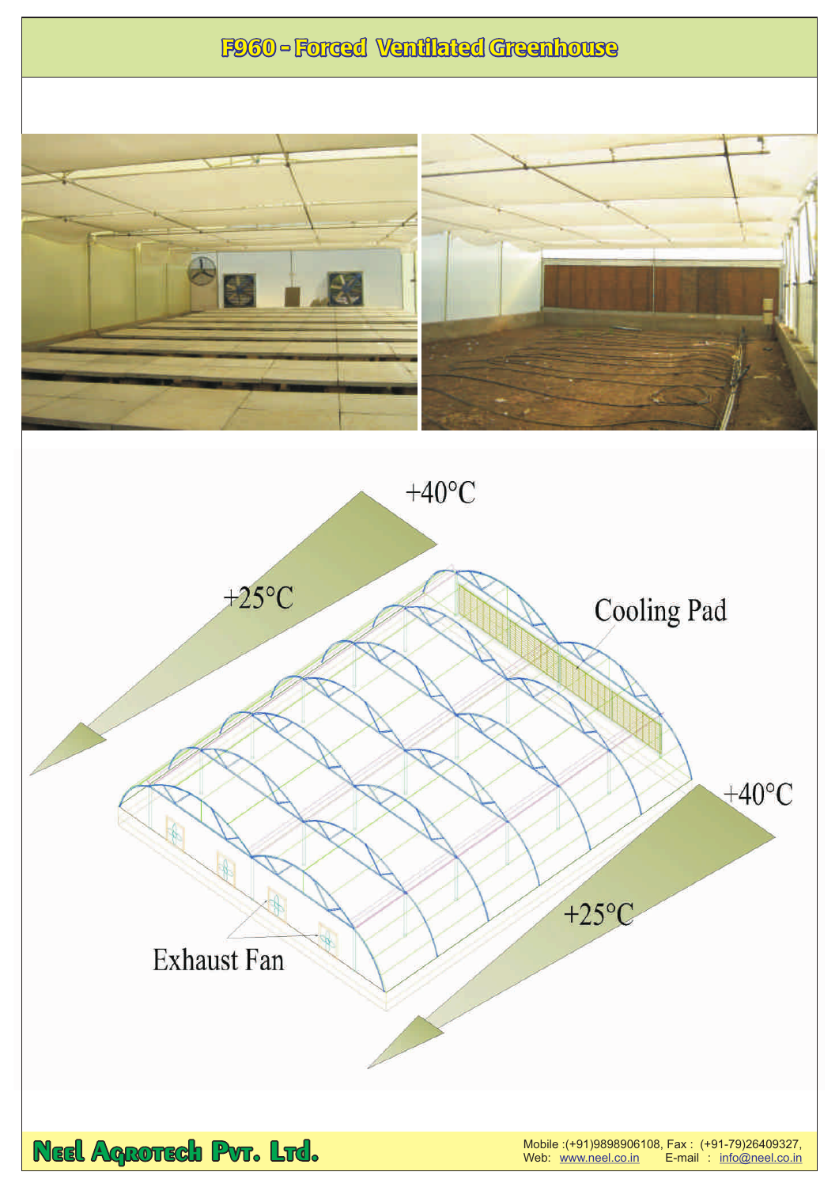# F960 - Forced Ventilated Greenhouse

+40°C

+25°C

Cooling Pad

+40°C

+25°C

Exhaust Fan

**Neel Agrotech Pvt. Ltd.**

Mobile :(+91)9898906108, Fax : (+91-79)26409327,
Web: www.neel.co.in E-mail : info@neel.co.in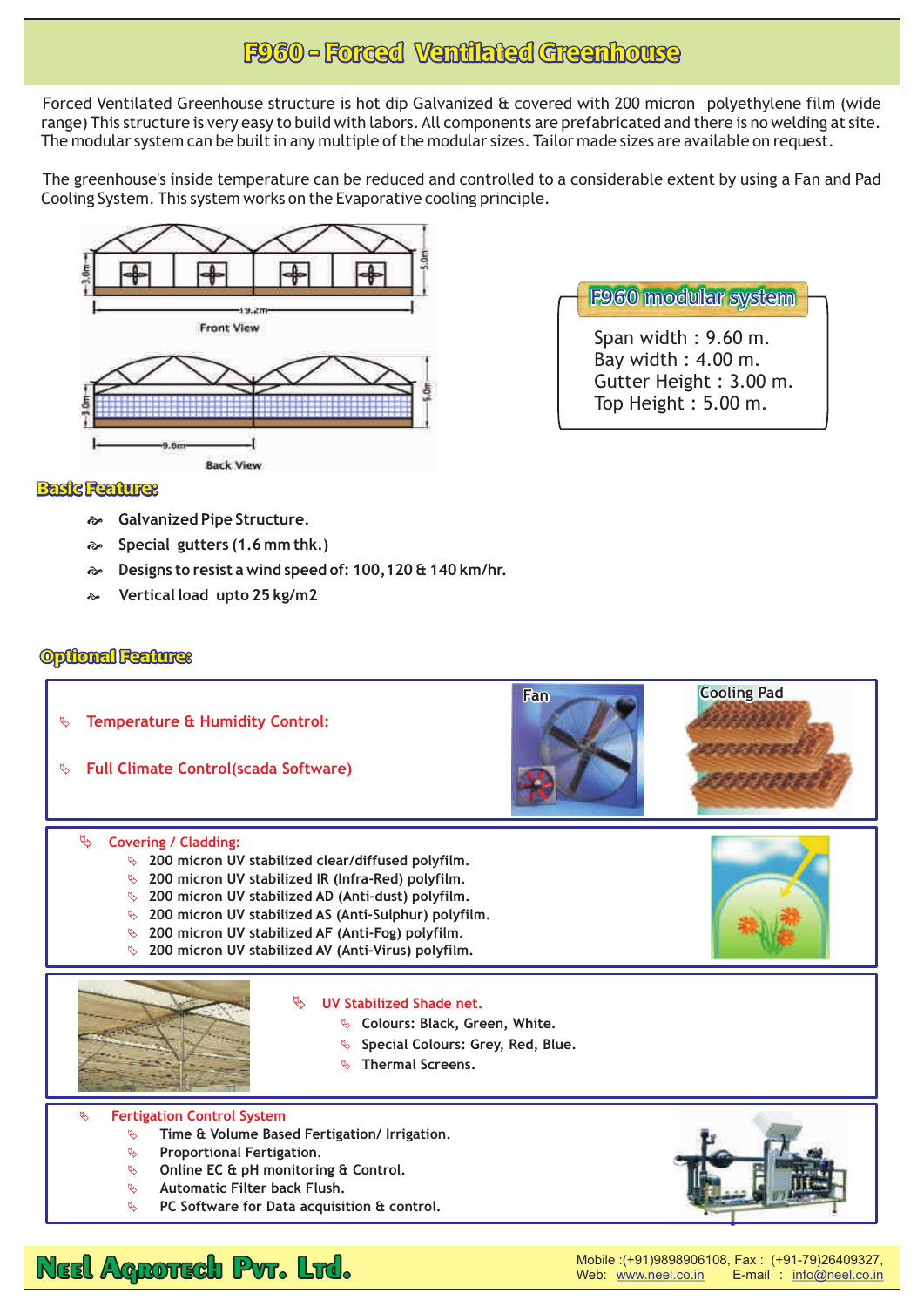# F960 - Forced Ventilated Greenhouse

Forced Ventilated Greenhouse structure is hot dip Galvanized & covered with 200 micron polyethylene film (wide range) This structure is very easy to build with labors. All components are prefabricated and there is no welding at site. The modular system can be built in any multiple of the modular sizes. Tailor made sizes are available on request.

The greenhouse's inside temperature can be reduced and controlled to a considerable extent by using a Fan and Pad Cooling System. This system works on the Evaporative cooling principle.

3.0m
5.0m
19.2m
Front View

3.0m
5.0m
9.6m
Back View

## F960 modular system

Span width : 9.60 m.
Bay width : 4.00 m.
Gutter Height : 3.00 m.
Top Height : 5.00 m.

## Basic Feature:

- Galvanized Pipe Structure.
- Special gutters (1.6 mm thk.)
- Designs to resist a wind speed of: 100, 120 & 140 km/hr.
- Vertical load upto 25 kg/m2

## Optional Feature:

- Temperature & Humidity Control:
- Full Climate Control(scada Software)

Fan

Cooling Pad

- Covering / Cladding:
  - 200 micron UV stabilized clear/diffused polyfilm.
  - 200 micron UV stabilized IR (Infra-Red) polyfilm.
  - 200 micron UV stabilized AD (Anti-dust) polyfilm.
  - 200 micron UV stabilized AS (Anti-Sulphur) polyfilm.
  - 200 micron UV stabilized AF (Anti-Fog) polyfilm.
  - 200 micron UV stabilized AV (Anti-Virus) polyfilm.

- UV Stabilized Shade net.
  - Colours: Black, Green, White.
  - Special Colours: Grey, Red, Blue.
  - Thermal Screens.

- Fertigation Control System
  - Time & Volume Based Fertigation/ Irrigation.
  - Proportional Fertigation.
  - Online EC & pH monitoring & Control.
  - Automatic Filter back Flush.
  - PC Software for Data acquisition & control.

**Neel Agrotech Pvt. Ltd.**

Mobile :(+91)9898906108, Fax : (+91-79)26409327,
Web: www.neel.co.in E-mail : info@neel.co.in